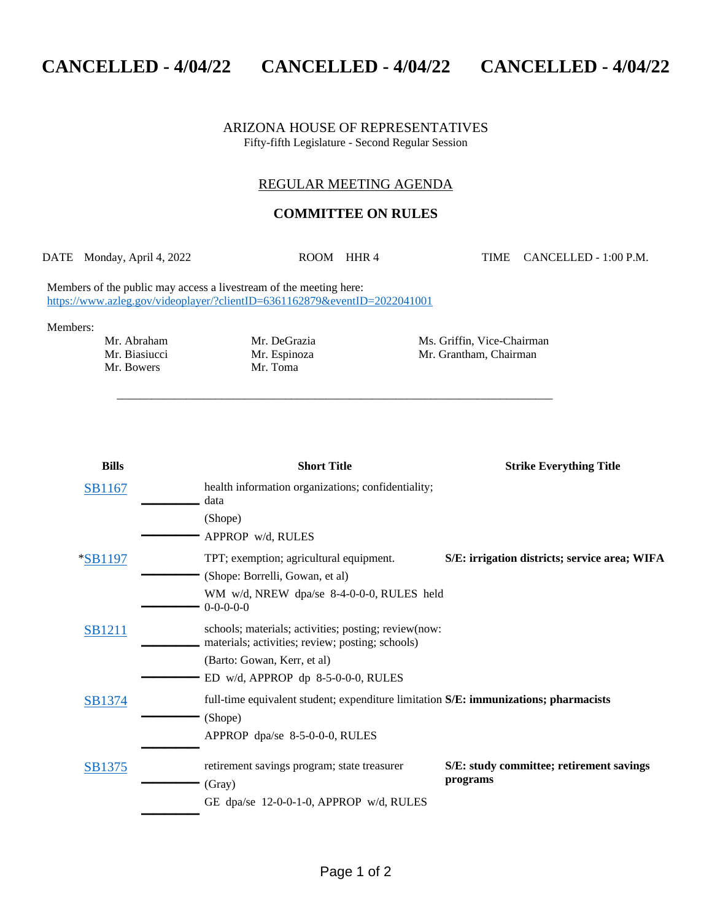# CANCELLED - 4/04/22 CANCELLED - 4/04/22 CANCELLED - 4/04/22

ARIZONA HOUSE OF REPRESENTATIVES
Fifty-fifth Legislature - Second Regular Session

## REGULAR MEETING AGENDA

## COMMITTEE ON RULES

DATE Monday, April 4, 2022 ROOM HHR 4 TIME CANCELLED - 1:00 P.M.

Members of the public may access a livestream of the meeting here:
https://www.azleg.gov/videoplayer/?clientID=6361162879&eventID=2022041001

Members:

| | | |
|---|---|---|
| Mr. Abraham | Mr. DeGrazia | Ms. Griffin, Vice-Chairman |
| Mr. Biasiucci | Mr. Espinoza | Mr. Grantham, Chairman |
| Mr. Bowers | Mr. Toma | |

---

| Bills | Short Title | Strike Everything Title |
|---|---|---|
| SB1167 | health information organizations; confidentiality; data<br>(Shope)<br>APPROP w/d, RULES | |
| *SB1197 | TPT; exemption; agricultural equipment.<br>(Shope: Borrelli, Gowan, et al)<br>WM w/d, NREW dpa/se 8-4-0-0-0, RULES held 0-0-0-0-0 | **S/E: irrigation districts; service area; WIFA** |
| SB1211 | schools; materials; activities; posting; review(now: materials; activities; review; posting; schools)<br>(Barto: Gowan, Kerr, et al)<br>ED w/d, APPROP dp 8-5-0-0-0, RULES | |
| SB1374 | full-time equivalent student; expenditure limitation<br>(Shope)<br>APPROP dpa/se 8-5-0-0-0, RULES | **S/E: immunizations; pharmacists** |
| SB1375 | retirement savings program; state treasurer<br>(Gray)<br>GE dpa/se 12-0-0-1-0, APPROP w/d, RULES | **S/E: study committee; retirement savings programs** |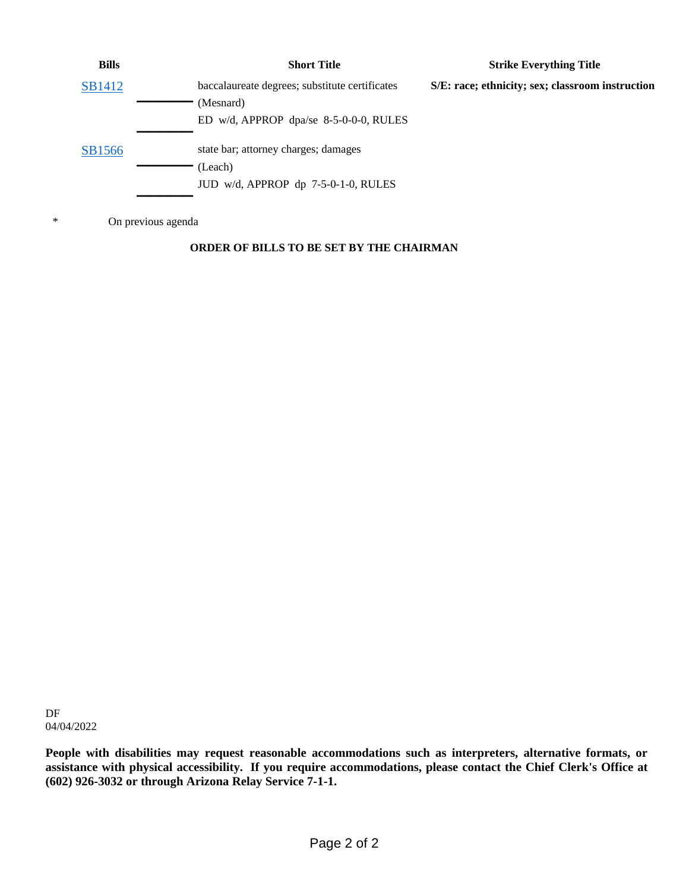| Bills | | Short Title | Strike Everything Title |
| --- | --- | --- | --- |
| SB1412 | | baccalaureate degrees; substitute certificates (Mesnard) ED w/d, APPROP dpa/se 8-5-0-0-0, RULES | **S/E: race; ethnicity; sex; classroom instruction** |
| SB1566 | | state bar; attorney charges; damages (Leach) JUD w/d, APPROP dp 7-5-0-1-0, RULES | |

\* On previous agenda

**ORDER OF BILLS TO BE SET BY THE CHAIRMAN**

DF
04/04/2022

**People with disabilities may request reasonable accommodations such as interpreters, alternative formats, or assistance with physical accessibility. If you require accommodations, please contact the Chief Clerk's Office at (602) 926-3032 or through Arizona Relay Service 7-1-1.**